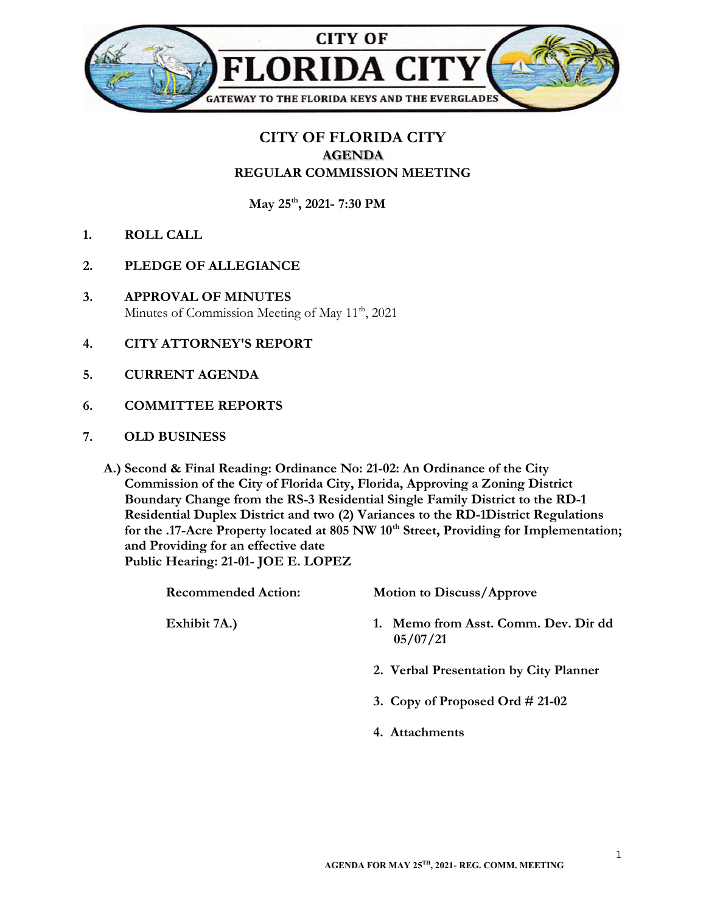# CITY OF FLORIDA CITY

## AGENDA

## REGULAR COMMISSION MEETING

**May 25th, 2021- 7:30 PM**

1. **ROLL CALL**

2. **PLEDGE OF ALLEGIANCE**

3. **APPROVAL OF MINUTES**
   Minutes of Commission Meeting of May 11th, 2021

4. **CITY ATTORNEY'S REPORT**

5. **CURRENT AGENDA**

6. **COMMITTEE REPORTS**

7. **OLD BUSINESS**

**A.) Second & Final Reading: Ordinance No: 21-02: An Ordinance of the City Commission of the City of Florida City, Florida, Approving a Zoning District Boundary Change from the RS-3 Residential Single Family District to the RD-1 Residential Duplex District and two (2) Variances to the RD-1District Regulations for the .17-Acre Property located at 805 NW 10th Street, Providing for Implementation; and Providing for an effective date**
**Public Hearing: 21-01- JOE E. LOPEZ**

**Recommended Action:** **Motion to Discuss/Approve**

**Exhibit 7A.)**

1. **Memo from Asst. Comm. Dev. Dir dd 05/07/21**
2. **Verbal Presentation by City Planner**
3. **Copy of Proposed Ord # 21-02**
4. **Attachments**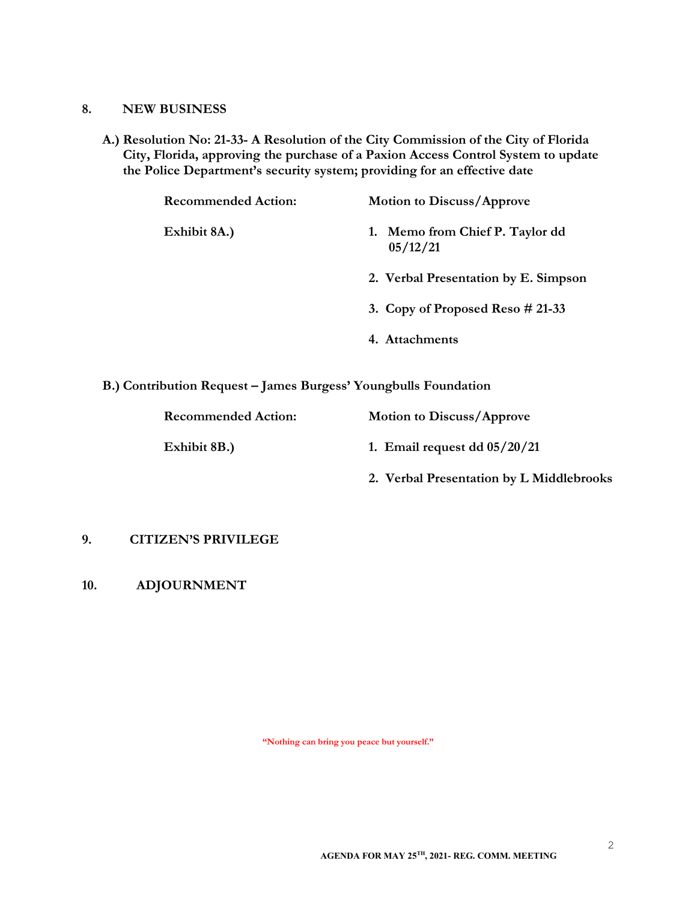## 8. NEW BUSINESS

**A.) Resolution No: 21-33- A Resolution of the City Commission of the City of Florida City, Florida, approving the purchase of a Paxion Access Control System to update the Police Department's security system; providing for an effective date**

| | |
|---|---|
| **Recommended Action:** | **Motion to Discuss/Approve** |
| **Exhibit 8A.)** | **1. Memo from Chief P. Taylor dd 05/12/21** |
| | **2. Verbal Presentation by E. Simpson** |
| | **3. Copy of Proposed Reso # 21-33** |
| | **4. Attachments** |

**B.) Contribution Request – James Burgess' Youngbulls Foundation**

| | |
|---|---|
| **Recommended Action:** | **Motion to Discuss/Approve** |
| **Exhibit 8B.)** | **1. Email request dd 05/20/21** |
| | **2. Verbal Presentation by L Middlebrooks** |

## 9. CITIZEN'S PRIVILEGE

## 10. ADJOURNMENT

**"Nothing can bring you peace but yourself."**

**AGENDA FOR MAY 25TH, 2021- REG. COMM. MEETING**